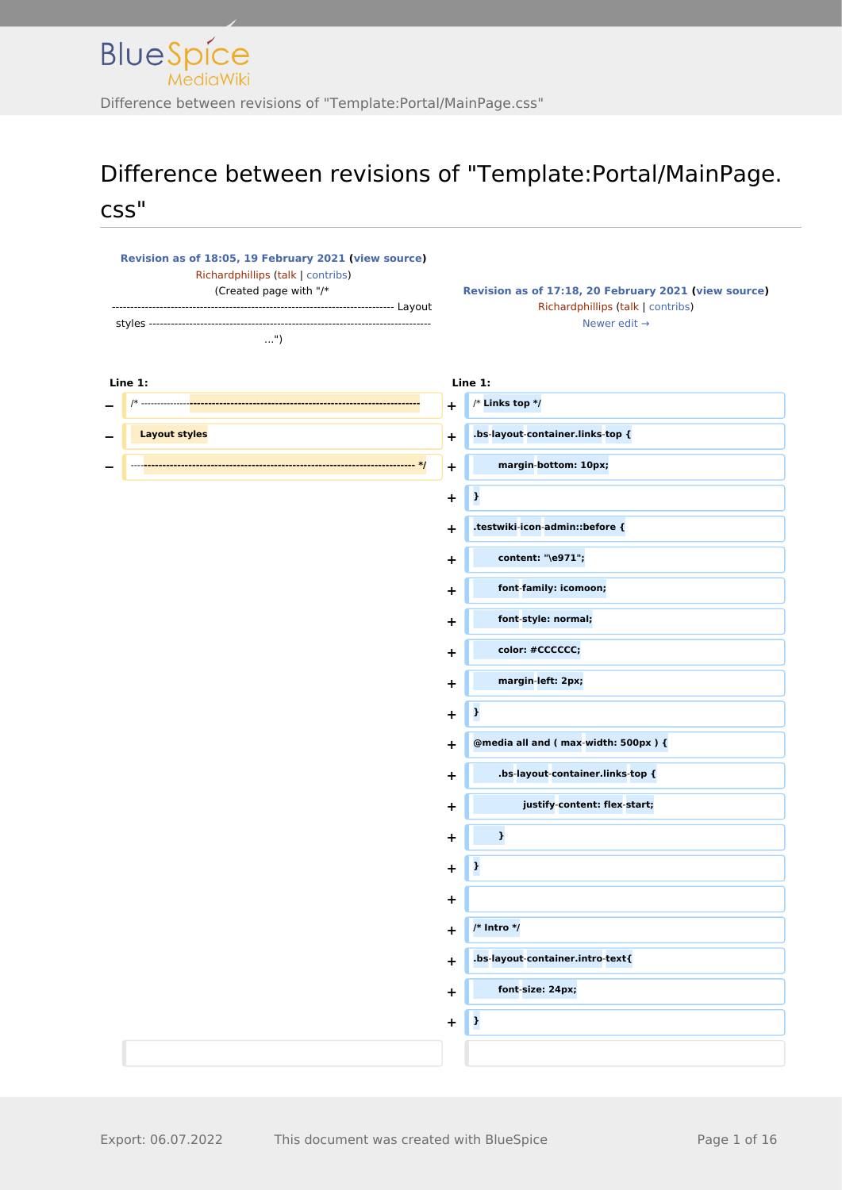# Difference between revisions of "Template:Portal/MainPage.css"

**Revision as of 18:05, 19 February 2021 (view source)**
Richardphillips (talk | contribs)
(Created page with "/* ---------------------------------------------------------------------------- Layout styles ---------------------------------------------------------------------------- ...")

**Revision as of 17:18, 20 February 2021 (view source)**
Richardphillips (talk | contribs)
Newer edit →

**Line 1:**

```
− /* ----------------------------------------------------------------------------
−    Layout styles
−    ---------------------------------------------------------------------------- */
```

**Line 1:**

```
+ /* Links top */
+ .bs-layout-container.links-top {
+     margin-bottom: 10px;
+ }
+ .testwiki-icon-admin::before {
+     content: "\e971";
+     font-family: icomoon;
+     font-style: normal;
+     color: #CCCCCC;
+     margin-left: 2px;
+ }
+ @media all and ( max-width: 500px ) {
+     .bs-layout-container.links-top {
+         justify-content: flex-start;
+     }
+ }
+
+ /* Intro */
+ .bs-layout-container.intro-text{
+     font-size: 24px;
+ }
```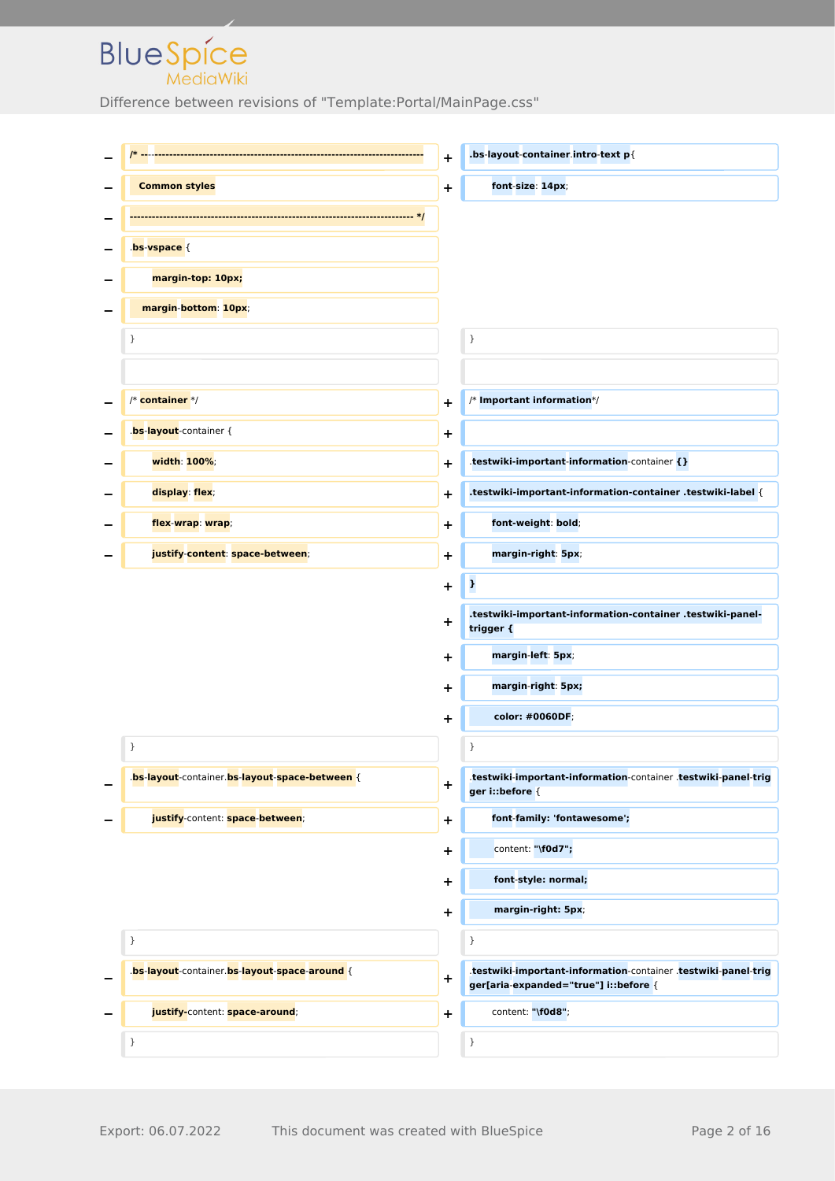| | Old | | New |
|---|---|---|---|
| − | /* --------------------------------------------------------------------------- | + | .bs-layout-container.intro-text p{ |
| − | Common styles | + | font-size: 14px; |
| − | --------------------------------------------------------------------------- */ | | |
| − | .bs-vspace { | | |
| − | margin-top: 10px; | | |
| − | margin-bottom: 10px; | | |
| | } | | } |
| | | | |
| − | /* container */ | + | /* Important information*/ |
| − | .bs-layout-container { | + | |
| − | width: 100%; | + | .testwiki-important-information-container {} |
| − | display: flex; | + | .testwiki-important-information-container .testwiki-label { |
| − | flex-wrap: wrap; | + | font-weight: bold; |
| − | justify-content: space-between; | + | margin-right: 5px; |
| | | + | } |
| | | + | .testwiki-important-information-container .testwiki-panel-trigger { |
| | | + | margin-left: 5px; |
| | | + | margin-right: 5px; |
| | | + | color: #0060DF; |
| | } | | } |
| − | .bs-layout-container.bs-layout-space-between { | + | .testwiki-important-information-container .testwiki-panel-trigger i::before { |
| − | justify-content: space-between; | + | font-family: 'fontawesome'; |
| | | + | content: "\f0d7"; |
| | | + | font-style: normal; |
| | | + | margin-right: 5px; |
| | } | | } |
| − | .bs-layout-container.bs-layout-space-around { | + | .testwiki-important-information-container .testwiki-panel-trigger[aria-expanded="true"] i::before { |
| − | justify-content: space-around; | + | content: "\f0d8"; |
| | } | | } |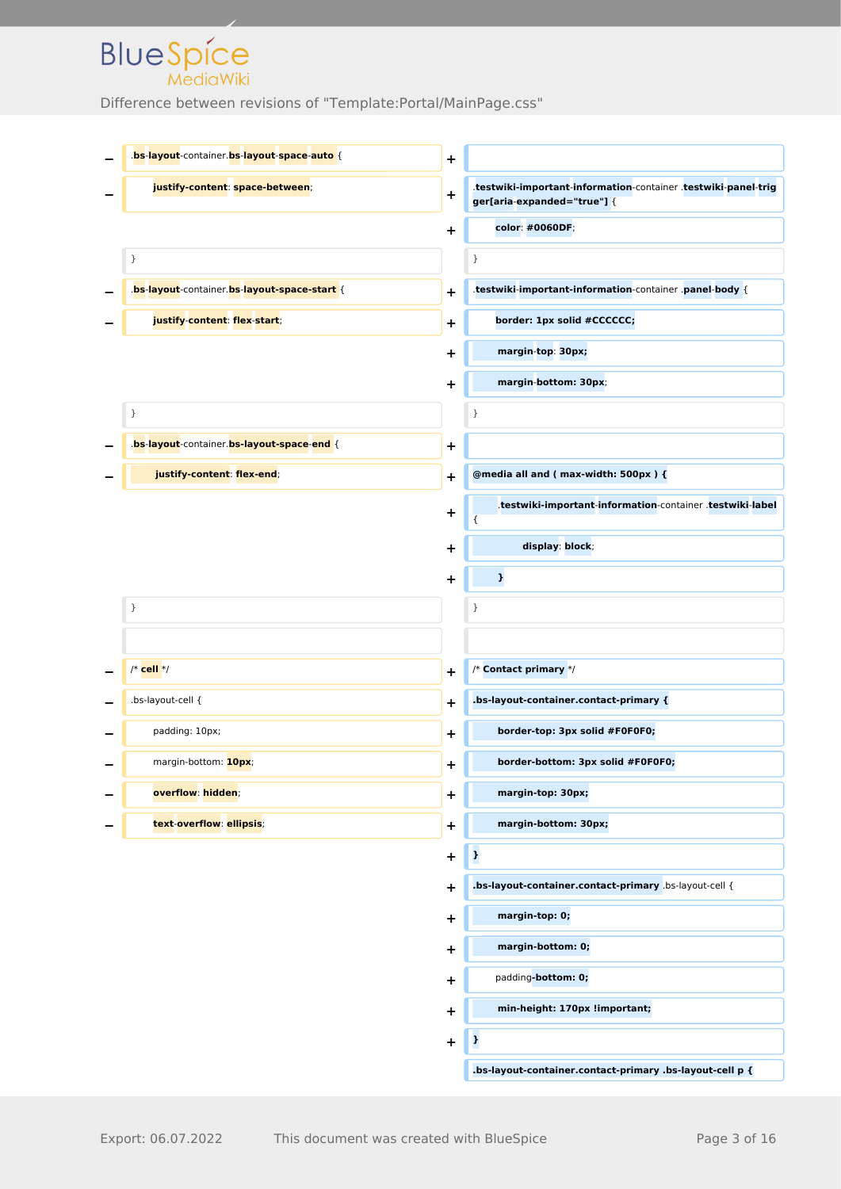Difference between revisions of "Template:Portal/MainPage.css"

| | Old | | New |
|---|---|---|---|
| − | .bs-layout-container.bs-layout-space-auto { | + | |
| − | justify-content: space-between; | + | .testwiki-important-information-container .testwiki-panel-trigger[aria-expanded="true"] { |
| | | + | color: #0060DF; |
| | } | | } |
| − | .bs-layout-container.bs-layout-space-start { | + | .testwiki-important-information-container .panel-body { |
| − | justify-content: flex-start; | + | border: 1px solid #CCCCCC; |
| | | + | margin-top: 30px; |
| | | + | margin-bottom: 30px; |
| | } | | } |
| − | .bs-layout-container.bs-layout-space-end { | + | |
| − | justify-content: flex-end; | + | @media all and ( max-width: 500px ) { |
| | | + | .testwiki-important-information-container .testwiki-label { |
| | | + | display: block; |
| | | + | } |
| | } | | } |
| | | | |
| − | /* cell */ | + | /* Contact primary */ |
| − | .bs-layout-cell { | + | .bs-layout-container.contact-primary { |
| − | padding: 10px; | + | border-top: 3px solid #F0F0F0; |
| − | margin-bottom: 10px; | + | border-bottom: 3px solid #F0F0F0; |
| − | overflow: hidden; | + | margin-top: 30px; |
| − | text-overflow: ellipsis; | + | margin-bottom: 30px; |
| | | + | } |
| | | + | .bs-layout-container.contact-primary .bs-layout-cell { |
| | | + | margin-top: 0; |
| | | + | margin-bottom: 0; |
| | | + | padding-bottom: 0; |
| | | + | min-height: 170px !important; |
| | | + | } |
| | | | .bs-layout-container.contact-primary .bs-layout-cell p { |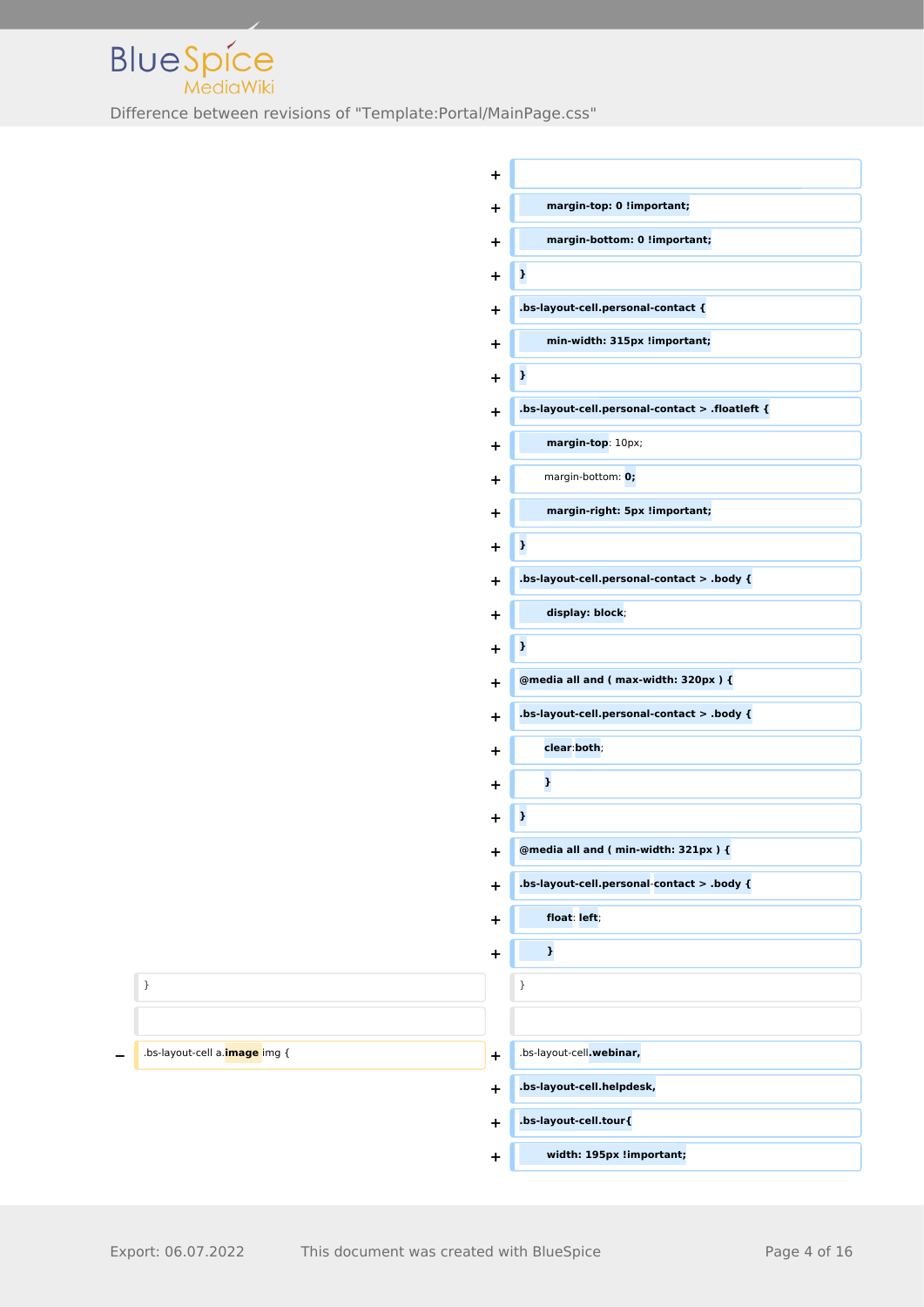```diff
+ 
+         margin-top: 0 !important;
+         margin-bottom: 0 !important;
+ }
+ .bs-layout-cell.personal-contact {
+         min-width: 315px !important;
+ }
+ .bs-layout-cell.personal-contact > .floatleft {
+         margin-top: 10px;
+         margin-bottom: 0;
+         margin-right: 5px !important;
+ }
+ .bs-layout-cell.personal-contact > .body {
+         display: block;
+ }
+ @media all and ( max-width: 320px ) {
+ .bs-layout-cell.personal-contact > .body {
+         clear:both;
+         }
+ }
+ @media all and ( min-width: 321px ) {
+ .bs-layout-cell.personal-contact > .body {
+         float: left;
+         }
  }

- .bs-layout-cell a.image img {
+ .bs-layout-cell.webinar,
+ .bs-layout-cell.helpdesk,
+ .bs-layout-cell.tour{
+         width: 195px !important;
```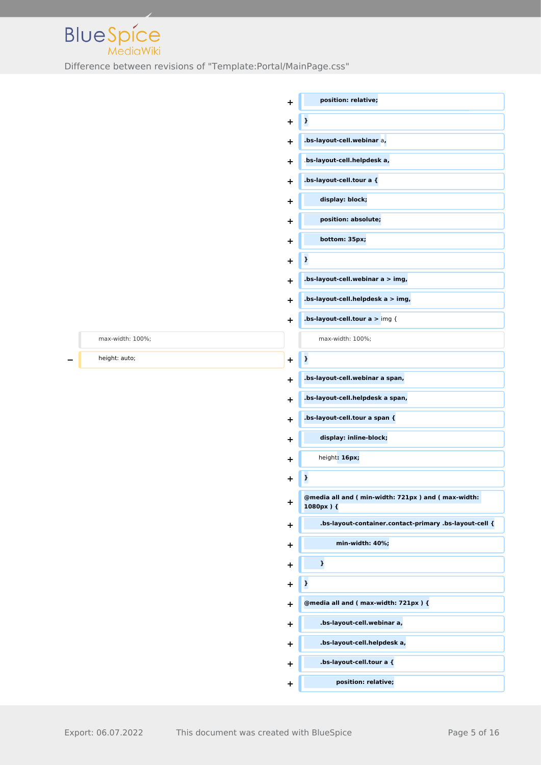Difference between revisions of "Template:Portal/MainPage.css"

| | Old | | New |
|---|---|---|---|
| | | + | position: relative; |
| | | + | } |
| | | + | .bs-layout-cell.webinar a, |
| | | + | .bs-layout-cell.helpdesk a, |
| | | + | .bs-layout-cell.tour a { |
| | | + | display: block; |
| | | + | position: absolute; |
| | | + | bottom: 35px; |
| | | + | } |
| | | + | .bs-layout-cell.webinar a > img, |
| | | + | .bs-layout-cell.helpdesk a > img, |
| | | + | .bs-layout-cell.tour a > img { |
| | max-width: 100%; | | max-width: 100%; |
| − | height: auto; | + | } |
| | | + | .bs-layout-cell.webinar a span, |
| | | + | .bs-layout-cell.helpdesk a span, |
| | | + | .bs-layout-cell.tour a span { |
| | | + | display: inline-block; |
| | | + | height: 16px; |
| | | + | } |
| | | + | @media all and ( min-width: 721px ) and ( max-width: 1080px ) { |
| | | + | .bs-layout-container.contact-primary .bs-layout-cell { |
| | | + | min-width: 40%; |
| | | + | } |
| | | + | } |
| | | + | @media all and ( max-width: 721px ) { |
| | | + | .bs-layout-cell.webinar a, |
| | | + | .bs-layout-cell.helpdesk a, |
| | | + | .bs-layout-cell.tour a { |
| | | + | position: relative; |

Export: 06.07.2022 This document was created with BlueSpice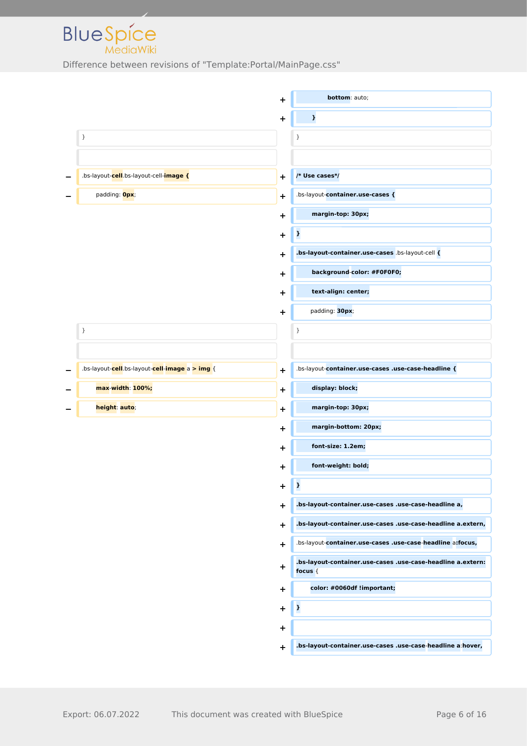| | | | |
|---|---|---|---|
| | | + | bottom: auto; |
| | | + | } |
| | } | | } |
| | | | |
| − | .bs-layout-cell.bs-layout-cell-image { | + | /* Use cases*/ |
| − | padding: 0px; | + | .bs-layout-container.use-cases { |
| | | + | margin-top: 30px; |
| | | + | } |
| | | + | .bs-layout-container.use-cases .bs-layout-cell { |
| | | + | background-color: #F0F0F0; |
| | | + | text-align: center; |
| | | + | padding: 30px; |
| | } | | } |
| | | | |
| − | .bs-layout-cell.bs-layout-cell-image a > img { | + | .bs-layout-container.use-cases .use-case-headline { |
| − | max-width: 100%; | + | display: block; |
| − | height: auto; | + | margin-top: 30px; |
| | | + | margin-bottom: 20px; |
| | | + | font-size: 1.2em; |
| | | + | font-weight: bold; |
| | | + | } |
| | | + | .bs-layout-container.use-cases .use-case-headline a, |
| | | + | .bs-layout-container.use-cases .use-case-headline a.extern, |
| | | + | .bs-layout-container.use-cases .use-case-headline a:focus, |
| | | + | .bs-layout-container.use-cases .use-case-headline a.extern:focus { |
| | | + | color: #0060df !important; |
| | | + | } |
| | | + | |
| | | + | .bs-layout-container.use-cases .use-case-headline a:hover, |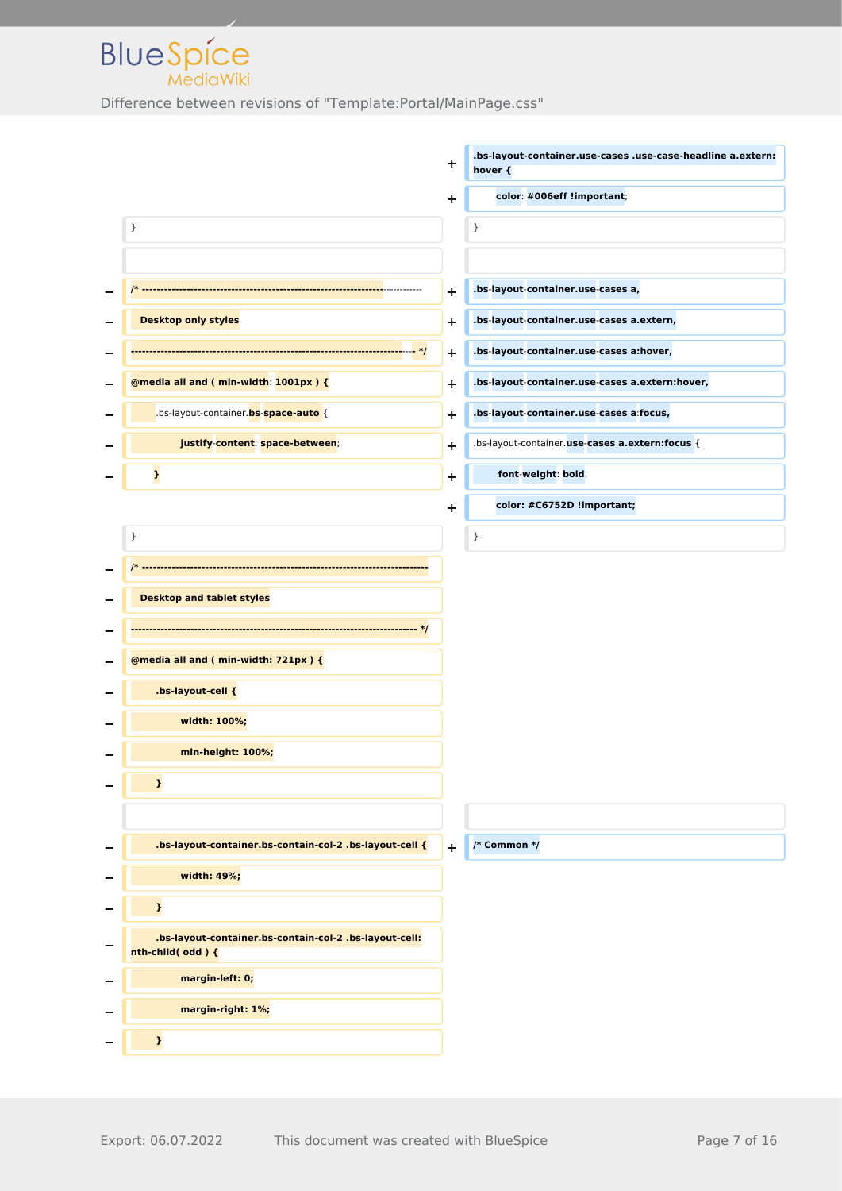| | Old | | New |
|---|---|---|---|
| | | + | .bs-layout-container.use-cases .use-case-headline a.extern:hover { |
| | | + | color: #006eff !important; |
| | } | | } |
| | | | |
| − | /* ------------------------------------------------------------------------------- | + | .bs-layout-container.use-cases a, |
| − | Desktop only styles | + | .bs-layout-container.use-cases a.extern, |
| − | ------------------------------------------------------------------------------- */ | + | .bs-layout-container.use-cases a:hover, |
| − | @media all and ( min-width: 1001px ) { | + | .bs-layout-container.use-cases a.extern:hover, |
| − | .bs-layout-container.bs-space-auto { | + | .bs-layout-container.use-cases a:focus, |
| − | justify-content: space-between; | + | .bs-layout-container.use-cases a.extern:focus { |
| − | } | + | font-weight: bold; |
| | | + | color: #C6752D !important; |
| | } | | } |
| − | /* ------------------------------------------------------------------------------- | | |
| − | Desktop and tablet styles | | |
| − | ------------------------------------------------------------------------------- */ | | |
| − | @media all and ( min-width: 721px ) { | | |
| − | .bs-layout-cell { | | |
| − | width: 100%; | | |
| − | min-height: 100%; | | |
| − | } | | |
| | | | |
| − | .bs-layout-container.bs-contain-col-2 .bs-layout-cell { | + | /* Common */ |
| − | width: 49%; | | |
| − | } | | |
| − | .bs-layout-container.bs-contain-col-2 .bs-layout-cell:nth-child( odd ) { | | |
| − | margin-left: 0; | | |
| − | margin-right: 1%; | | |
| − | } | | |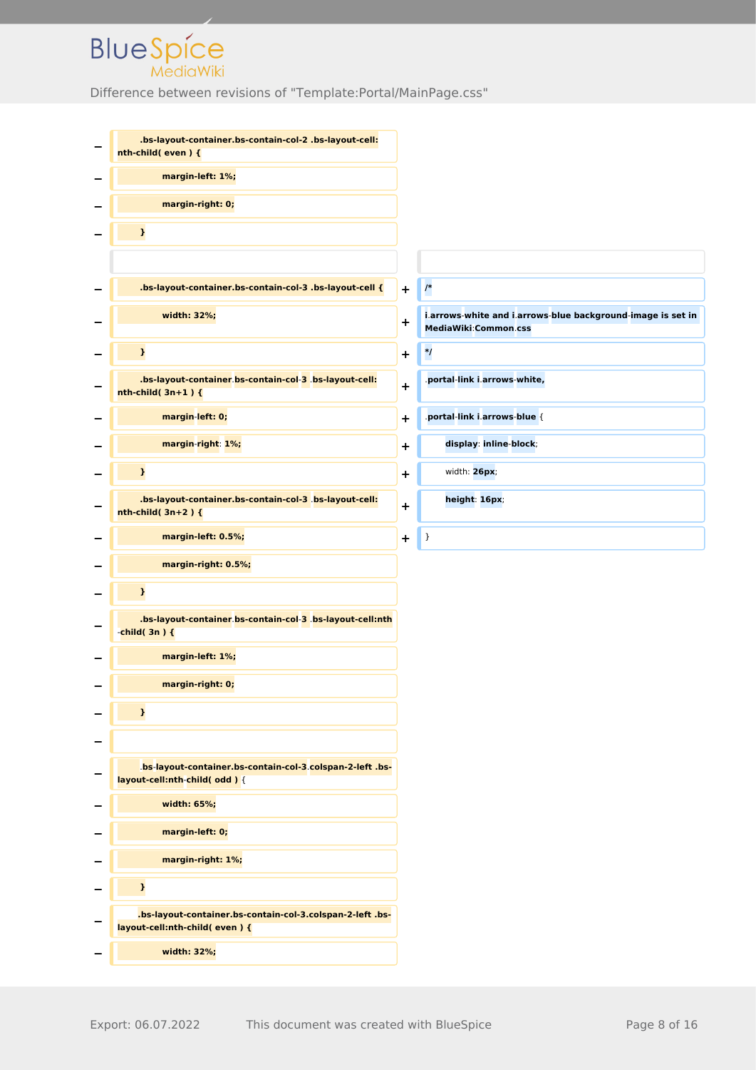| | Removed | | Added |
|---|---|---|---|
| − | .bs-layout-container.bs-contain-col-2 .bs-layout-cell:nth-child( even ) { | | |
| − | margin-left: 1%; | | |
| − | margin-right: 0; | | |
| − | } | | |
| | | | |
| − | .bs-layout-container.bs-contain-col-3 .bs-layout-cell { | + | /* |
| − | width: 32%; | + | i.arrows-white and i.arrows-blue background-image is set in MediaWiki:Common.css |
| − | } | + | */ |
| − | .bs-layout-container.bs-contain-col-3 .bs-layout-cell:nth-child( 3n+1 ) { | + | .portal-link i.arrows-white, |
| − | margin-left: 0; | + | .portal-link i.arrows-blue { |
| − | margin-right: 1%; | + | display: inline-block; |
| − | } | + | width: 26px; |
| − | .bs-layout-container.bs-contain-col-3 .bs-layout-cell:nth-child( 3n+2 ) { | + | height: 16px; |
| − | margin-left: 0.5%; | + | } |
| − | margin-right: 0.5%; | | |
| − | } | | |
| − | .bs-layout-container.bs-contain-col-3 .bs-layout-cell:nth-child( 3n ) { | | |
| − | margin-left: 1%; | | |
| − | margin-right: 0; | | |
| − | } | | |
| − | | | |
| − | .bs-layout-container.bs-contain-col-3.colspan-2-left .bs-layout-cell:nth-child( odd ) { | | |
| − | width: 65%; | | |
| − | margin-left: 0; | | |
| − | margin-right: 1%; | | |
| − | } | | |
| − | .bs-layout-container.bs-contain-col-3.colspan-2-left .bs-layout-cell:nth-child( even ) { | | |
| − | width: 32%; | | |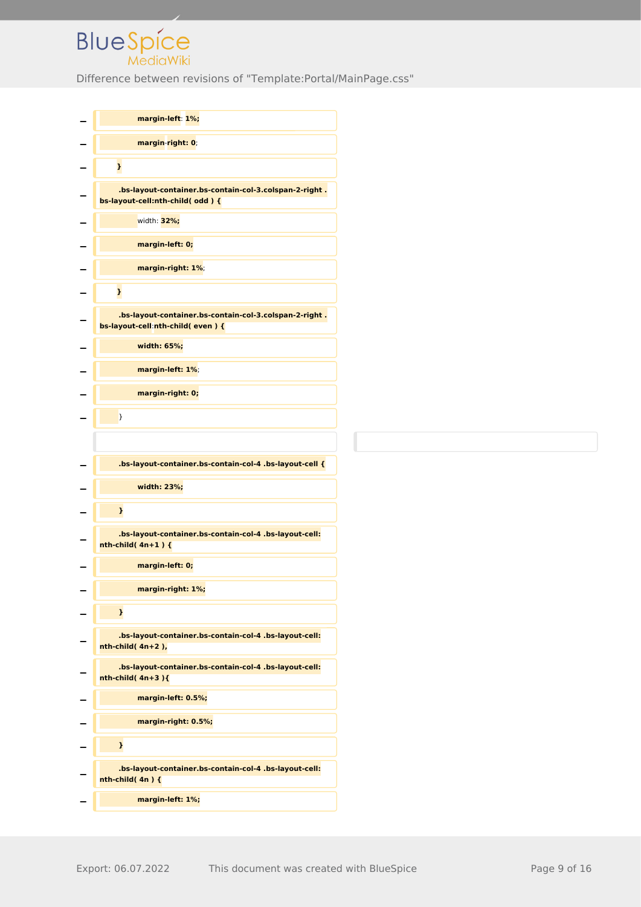| | | | |
|---|---|---|---|
| − | margin-left: 1%; | | |
| − | margin-right: 0; | | |
| − | } | | |
| − | .bs-layout-container.bs-contain-col-3.colspan-2-right .bs-layout-cell:nth-child( odd ) { | | |
| − | width: 32%; | | |
| − | margin-left: 0; | | |
| − | margin-right: 1%; | | |
| − | } | | |
| − | .bs-layout-container.bs-contain-col-3.colspan-2-right .bs-layout-cell:nth-child( even ) { | | |
| − | width: 65%; | | |
| − | margin-left: 1%; | | |
| − | margin-right: 0; | | |
| − | } | | |
| | | | |
| − | .bs-layout-container.bs-contain-col-4 .bs-layout-cell { | | |
| − | width: 23%; | | |
| − | } | | |
| − | .bs-layout-container.bs-contain-col-4 .bs-layout-cell:nth-child( 4n+1 ) { | | |
| − | margin-left: 0; | | |
| − | margin-right: 1%; | | |
| − | } | | |
| − | .bs-layout-container.bs-contain-col-4 .bs-layout-cell:nth-child( 4n+2 ), | | |
| − | .bs-layout-container.bs-contain-col-4 .bs-layout-cell:nth-child( 4n+3 ){ | | |
| − | margin-left: 0.5%; | | |
| − | margin-right: 0.5%; | | |
| − | } | | |
| − | .bs-layout-container.bs-contain-col-4 .bs-layout-cell:nth-child( 4n ) { | | |
| − | margin-left: 1%; | | |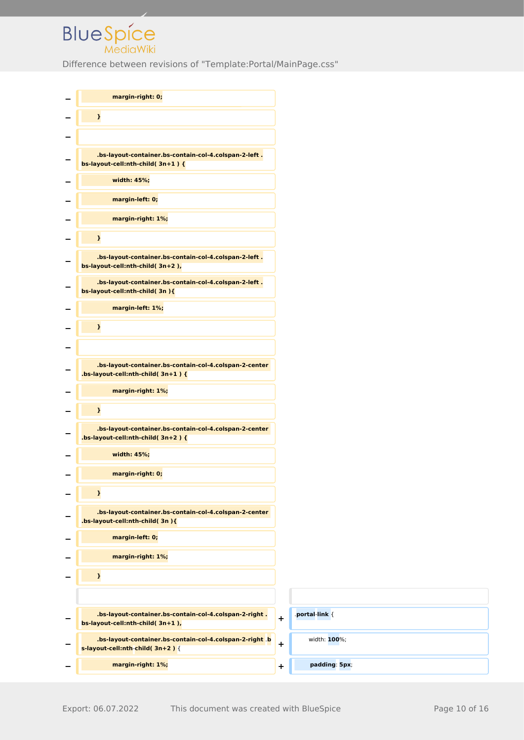| | Old | | New |
|---|---|---|---|
| − | margin-right: 0; | | |
| − | } | | |
| − | | | |
| − | .bs-layout-container.bs-contain-col-4.colspan-2-left .bs-layout-cell:nth-child( 3n+1 ) { | | |
| − | width: 45%; | | |
| − | margin-left: 0; | | |
| − | margin-right: 1%; | | |
| − | } | | |
| − | .bs-layout-container.bs-contain-col-4.colspan-2-left .bs-layout-cell:nth-child( 3n+2 ), | | |
| − | .bs-layout-container.bs-contain-col-4.colspan-2-left .bs-layout-cell:nth-child( 3n ){ | | |
| − | margin-left: 1%; | | |
| − | } | | |
| − | | | |
| − | .bs-layout-container.bs-contain-col-4.colspan-2-center .bs-layout-cell:nth-child( 3n+1 ) { | | |
| − | margin-right: 1%; | | |
| − | } | | |
| − | .bs-layout-container.bs-contain-col-4.colspan-2-center .bs-layout-cell:nth-child( 3n+2 ) { | | |
| − | width: 45%; | | |
| − | margin-right: 0; | | |
| − | } | | |
| − | .bs-layout-container.bs-contain-col-4.colspan-2-center .bs-layout-cell:nth-child( 3n ){ | | |
| − | margin-left: 0; | | |
| − | margin-right: 1%; | | |
| − | } | | |
| | | | |
| − | .bs-layout-container.bs-contain-col-4.colspan-2-right .bs-layout-cell:nth-child( 3n+1 ), | + | .portal-link { |
| − | .bs-layout-container.bs-contain-col-4.colspan-2-right .bs-layout-cell:nth-child( 3n+2 ) { | + | width: 100%; |
| − | margin-right: 1%; | + | padding: 5px; |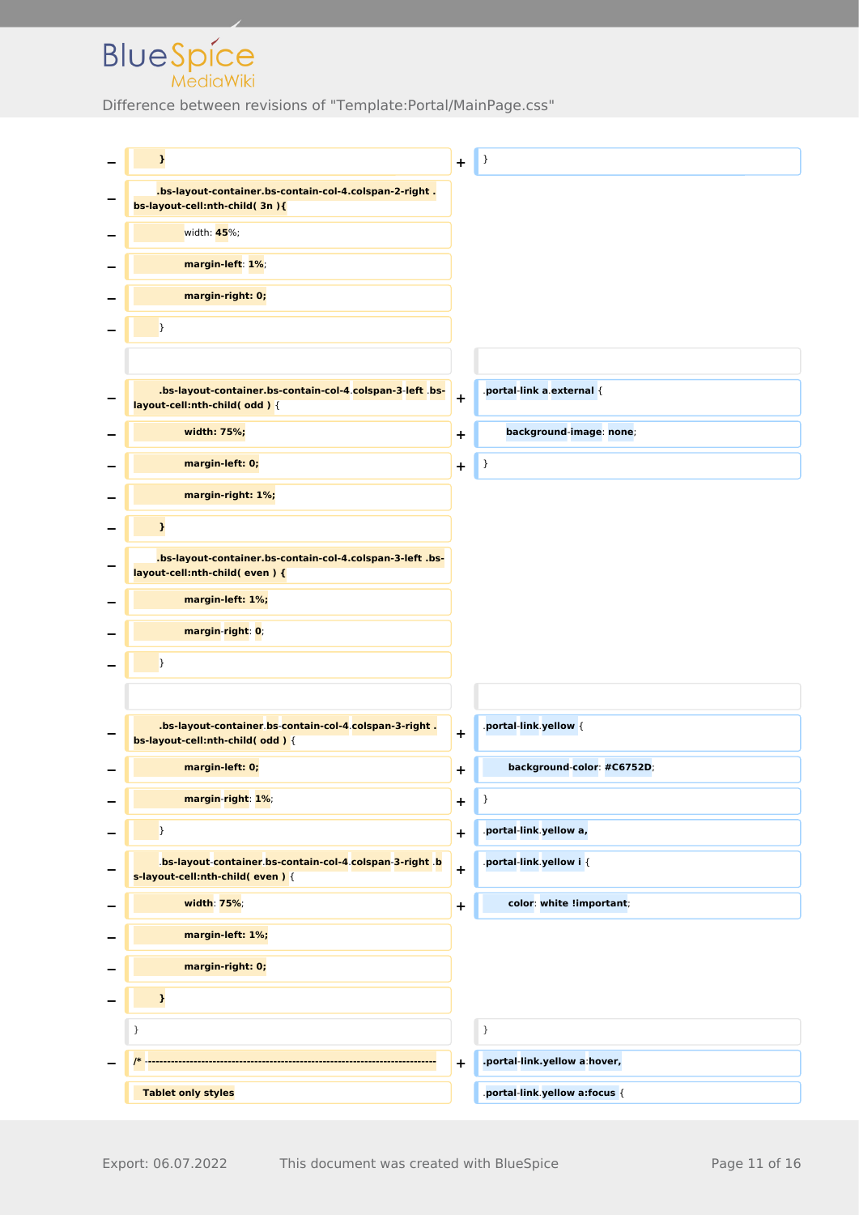Difference between revisions of "Template:Portal/MainPage.css"

| | Old | | New |
|---|---|---|---|
| − | } | + | } |
| − | .bs-layout-container.bs-contain-col-4.colspan-2-right .bs-layout-cell:nth-child( 3n ){ | | |
| − | width: 45%; | | |
| − | margin-left: 1%; | | |
| − | margin-right: 0; | | |
| − | } | | |
| | | | |
| − | .bs-layout-container.bs-contain-col-4.colspan-3-left .bs-layout-cell:nth-child( odd ) { | + | .portal-link a.external { |
| − | width: 75%; | + | background-image: none; |
| − | margin-left: 0; | + | } |
| − | margin-right: 1%; | | |
| − | } | | |
| − | .bs-layout-container.bs-contain-col-4.colspan-3-left .bs-layout-cell:nth-child( even ) { | | |
| − | margin-left: 1%; | | |
| − | margin-right: 0; | | |
| − | } | | |
| | | | |
| − | .bs-layout-container.bs-contain-col-4.colspan-3-right .bs-layout-cell:nth-child( odd ) { | + | .portal-link.yellow { |
| − | margin-left: 0; | + | background-color: #C6752D; |
| − | margin-right: 1%; | + | } |
| − | } | + | .portal-link.yellow a, |
| − | .bs-layout-container.bs-contain-col-4.colspan-3-right .bs-layout-cell:nth-child( even ) { | + | .portal-link.yellow i { |
| − | width: 75%; | + | color: white !important; |
| − | margin-left: 1%; | | |
| − | margin-right: 0; | | |
| − | } | | |
| | } | | } |
| − | /* --------------------------------------------------------------------------- | + | .portal-link.yellow a:hover, |
| | Tablet only styles | | .portal-link.yellow a:focus { |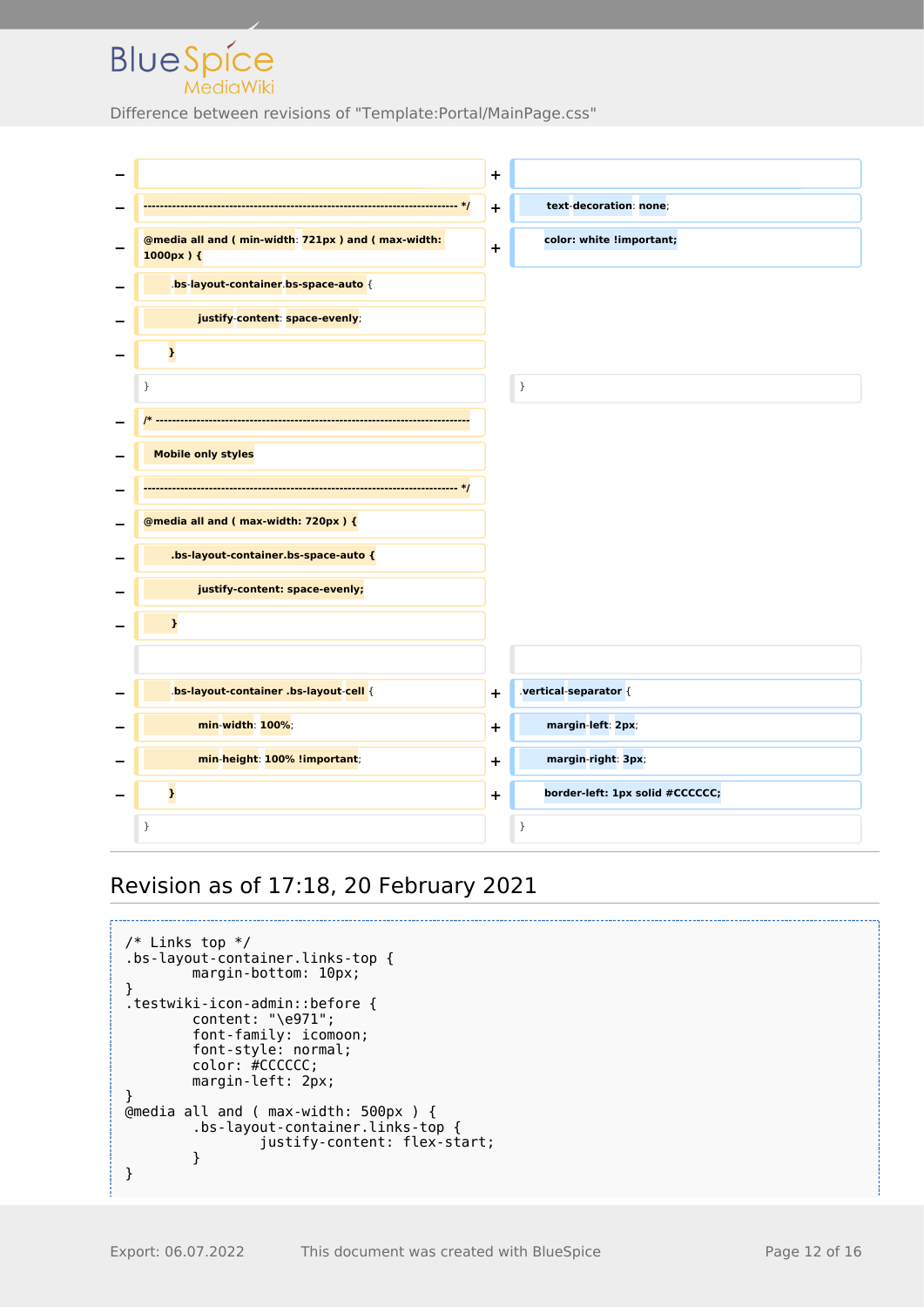| | Old | | New |
|---|---|---|---|
| − | | + | |
| − | -------------------------------------------------------------------------- */ | + | text-decoration: none; |
| − | @media all and ( min-width: 721px ) and ( max-width: 1000px ) { | + | color: white !important; |
| − | .bs-layout-container.bs-space-auto { | | |
| − | justify-content: space-evenly; | | |
| − | } | | |
| | } | | } |
| − | /* -------------------------------------------------------------------------- | | |
| − | Mobile only styles | | |
| − | -------------------------------------------------------------------------- */ | | |
| − | @media all and ( max-width: 720px ) { | | |
| − | .bs-layout-container.bs-space-auto { | | |
| − | justify-content: space-evenly; | | |
| − | } | | |
| | | | |
| − | .bs-layout-container .bs-layout-cell { | + | .vertical-separator { |
| − | min-width: 100%; | + | margin-left: 2px; |
| − | min-height: 100% !important; | + | margin-right: 3px; |
| − | } | + | border-left: 1px solid #CCCCCC; |
| | } | | } |

## Revision as of 17:18, 20 February 2021

```
/* Links top */
.bs-layout-container.links-top {
        margin-bottom: 10px;
}
.testwiki-icon-admin::before {
        content: "\e971";
        font-family: icomoon;
        font-style: normal;
        color: #CCCCCC;
        margin-left: 2px;
}
@media all and ( max-width: 500px ) {
        .bs-layout-container.links-top {
                justify-content: flex-start;
        }
}
```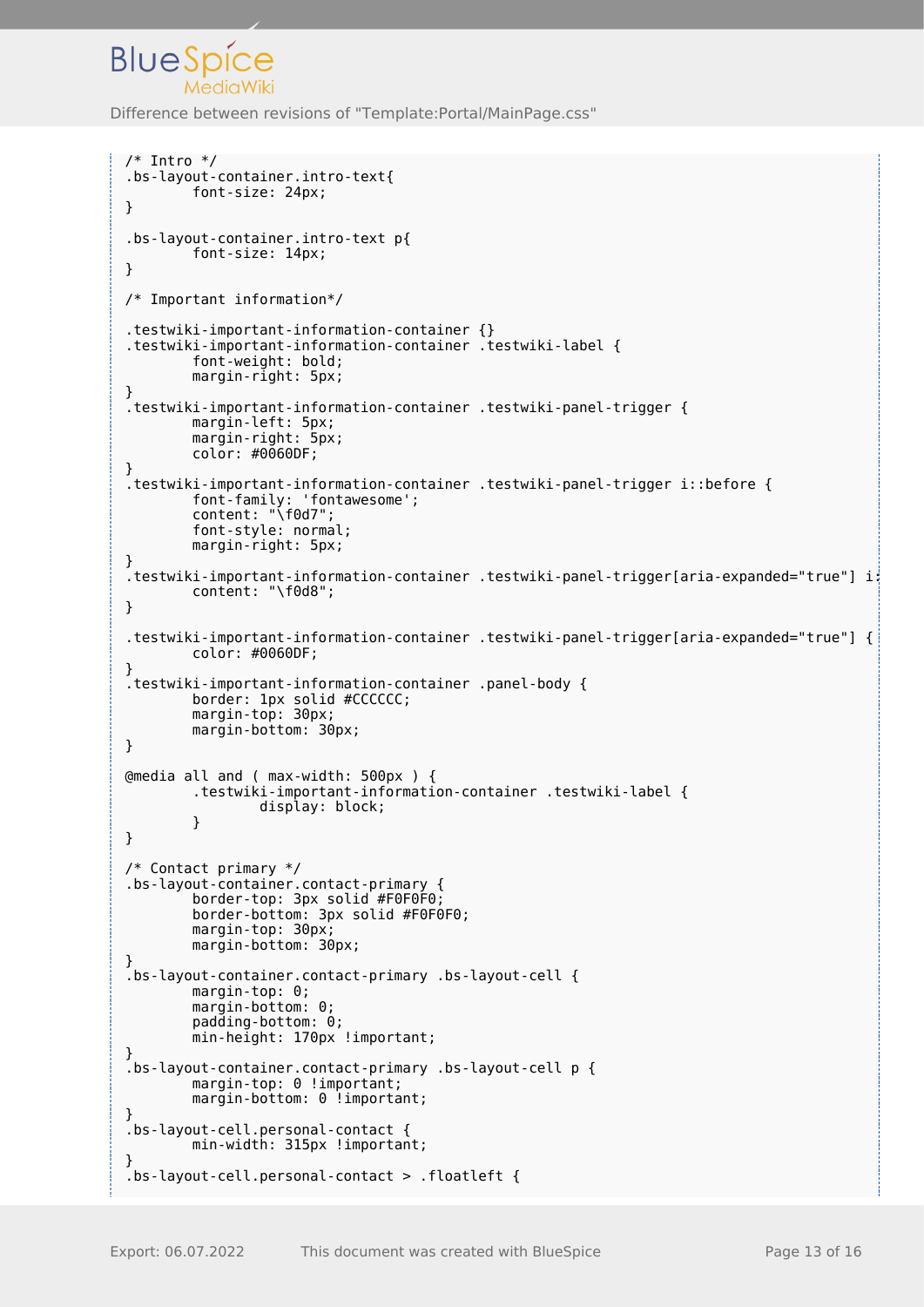```
/* Intro */
.bs-layout-container.intro-text{
        font-size: 24px;
}

.bs-layout-container.intro-text p{
        font-size: 14px;
}

/* Important information*/

.testwiki-important-information-container {}
.testwiki-important-information-container .testwiki-label {
        font-weight: bold;
        margin-right: 5px;
}
.testwiki-important-information-container .testwiki-panel-trigger {
        margin-left: 5px;
        margin-right: 5px;
        color: #0060DF;
}
.testwiki-important-information-container .testwiki-panel-trigger i::before {
        font-family: 'fontawesome';
        content: "\f0d7";
        font-style: normal;
        margin-right: 5px;
}
.testwiki-important-information-container .testwiki-panel-trigger[aria-expanded="true"] i:
        content: "\f0d8";
}

.testwiki-important-information-container .testwiki-panel-trigger[aria-expanded="true"] {
        color: #0060DF;
}
.testwiki-important-information-container .panel-body {
        border: 1px solid #CCCCCC;
        margin-top: 30px;
        margin-bottom: 30px;
}

@media all and ( max-width: 500px ) {
        .testwiki-important-information-container .testwiki-label {
                display: block;
        }
}

/* Contact primary */
.bs-layout-container.contact-primary {
        border-top: 3px solid #F0F0F0;
        border-bottom: 3px solid #F0F0F0;
        margin-top: 30px;
        margin-bottom: 30px;
}
.bs-layout-container.contact-primary .bs-layout-cell {
        margin-top: 0;
        margin-bottom: 0;
        padding-bottom: 0;
        min-height: 170px !important;
}
.bs-layout-container.contact-primary .bs-layout-cell p {
        margin-top: 0 !important;
        margin-bottom: 0 !important;
}
.bs-layout-cell.personal-contact {
        min-width: 315px !important;
}
.bs-layout-cell.personal-contact > .floatleft {
```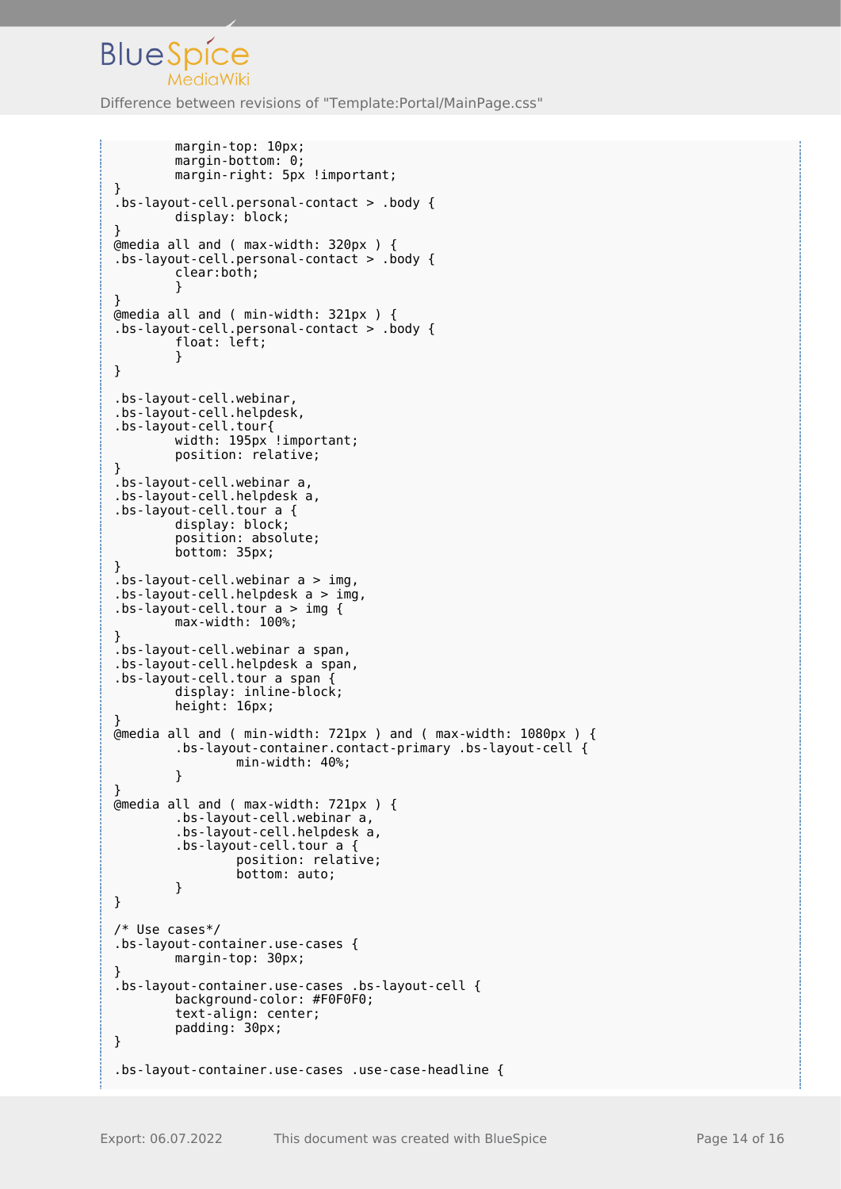```
        margin-top: 10px;
        margin-bottom: 0;
        margin-right: 5px !important;
}
.bs-layout-cell.personal-contact > .body {
        display: block;
}
@media all and ( max-width: 320px ) {
.bs-layout-cell.personal-contact > .body {
        clear:both;
        }
}
@media all and ( min-width: 321px ) {
.bs-layout-cell.personal-contact > .body {
        float: left;
        }
}

.bs-layout-cell.webinar,
.bs-layout-cell.helpdesk,
.bs-layout-cell.tour{
        width: 195px !important;
        position: relative;
}
.bs-layout-cell.webinar a,
.bs-layout-cell.helpdesk a,
.bs-layout-cell.tour a {
        display: block;
        position: absolute;
        bottom: 35px;
}
.bs-layout-cell.webinar a > img,
.bs-layout-cell.helpdesk a > img,
.bs-layout-cell.tour a > img {
        max-width: 100%;
}
.bs-layout-cell.webinar a span,
.bs-layout-cell.helpdesk a span,
.bs-layout-cell.tour a span {
        display: inline-block;
        height: 16px;
}
@media all and ( min-width: 721px ) and ( max-width: 1080px ) {
        .bs-layout-container.contact-primary .bs-layout-cell {
                min-width: 40%;
        }
}
@media all and ( max-width: 721px ) {
        .bs-layout-cell.webinar a,
        .bs-layout-cell.helpdesk a,
        .bs-layout-cell.tour a {
                position: relative;
                bottom: auto;
        }
}

/* Use cases*/
.bs-layout-container.use-cases {
        margin-top: 30px;
}
.bs-layout-container.use-cases .bs-layout-cell {
        background-color: #F0F0F0;
        text-align: center;
        padding: 30px;
}

.bs-layout-container.use-cases .use-case-headline {
```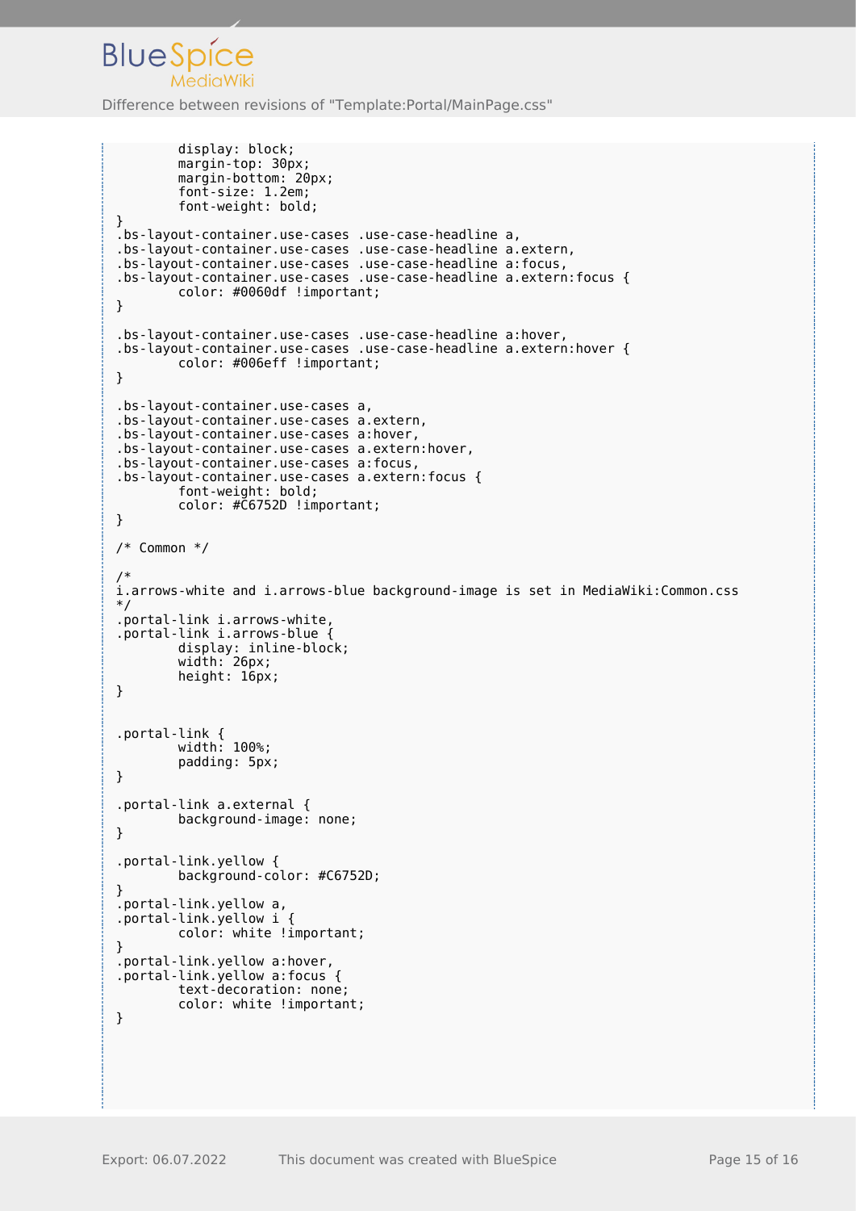```
        display: block;
        margin-top: 30px;
        margin-bottom: 20px;
        font-size: 1.2em;
        font-weight: bold;
}
.bs-layout-container.use-cases .use-case-headline a,
.bs-layout-container.use-cases .use-case-headline a.extern,
.bs-layout-container.use-cases .use-case-headline a:focus,
.bs-layout-container.use-cases .use-case-headline a.extern:focus {
        color: #0060df !important;
}

.bs-layout-container.use-cases .use-case-headline a:hover,
.bs-layout-container.use-cases .use-case-headline a.extern:hover {
        color: #006eff !important;
}

.bs-layout-container.use-cases a,
.bs-layout-container.use-cases a.extern,
.bs-layout-container.use-cases a:hover,
.bs-layout-container.use-cases a.extern:hover,
.bs-layout-container.use-cases a:focus,
.bs-layout-container.use-cases a.extern:focus {
        font-weight: bold;
        color: #C6752D !important;
}

/* Common */

/*
i.arrows-white and i.arrows-blue background-image is set in MediaWiki:Common.css
*/
.portal-link i.arrows-white,
.portal-link i.arrows-blue {
        display: inline-block;
        width: 26px;
        height: 16px;
}


.portal-link {
        width: 100%;
        padding: 5px;
}

.portal-link a.external {
        background-image: none;
}

.portal-link.yellow {
        background-color: #C6752D;
}
.portal-link.yellow a,
.portal-link.yellow i {
        color: white !important;
}
.portal-link.yellow a:hover,
.portal-link.yellow a:focus {
        text-decoration: none;
        color: white !important;
}
```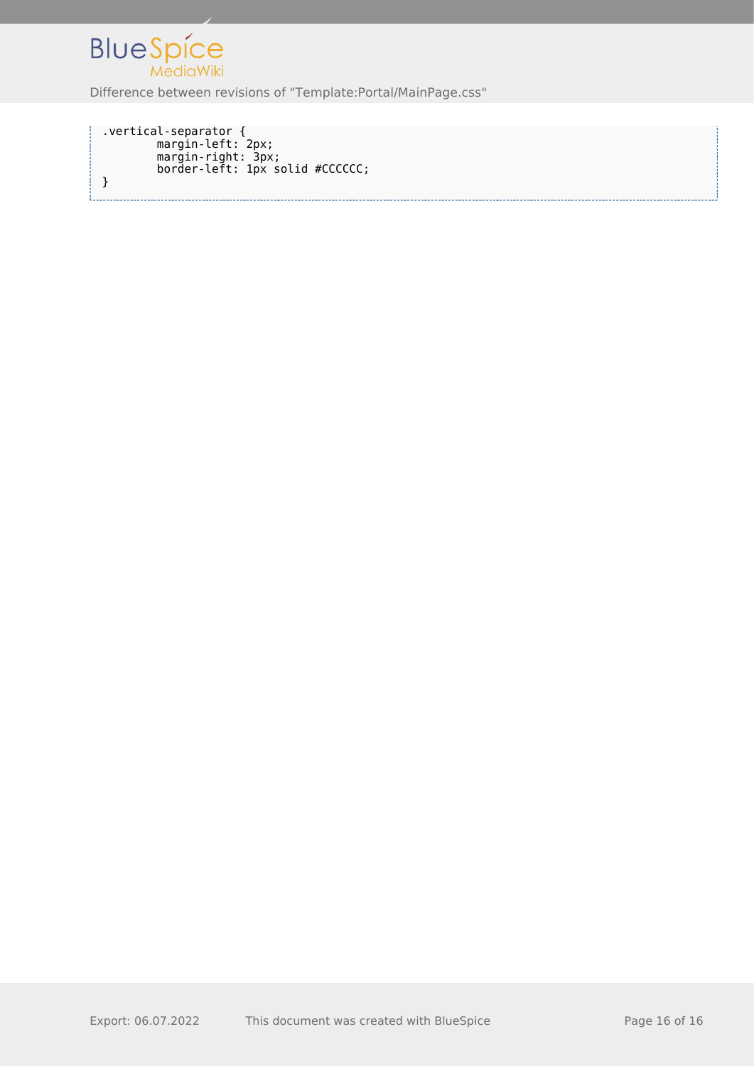```
.vertical-separator {
        margin-left: 2px;
        margin-right: 3px;
        border-left: 1px solid #CCCCCC;
}
```